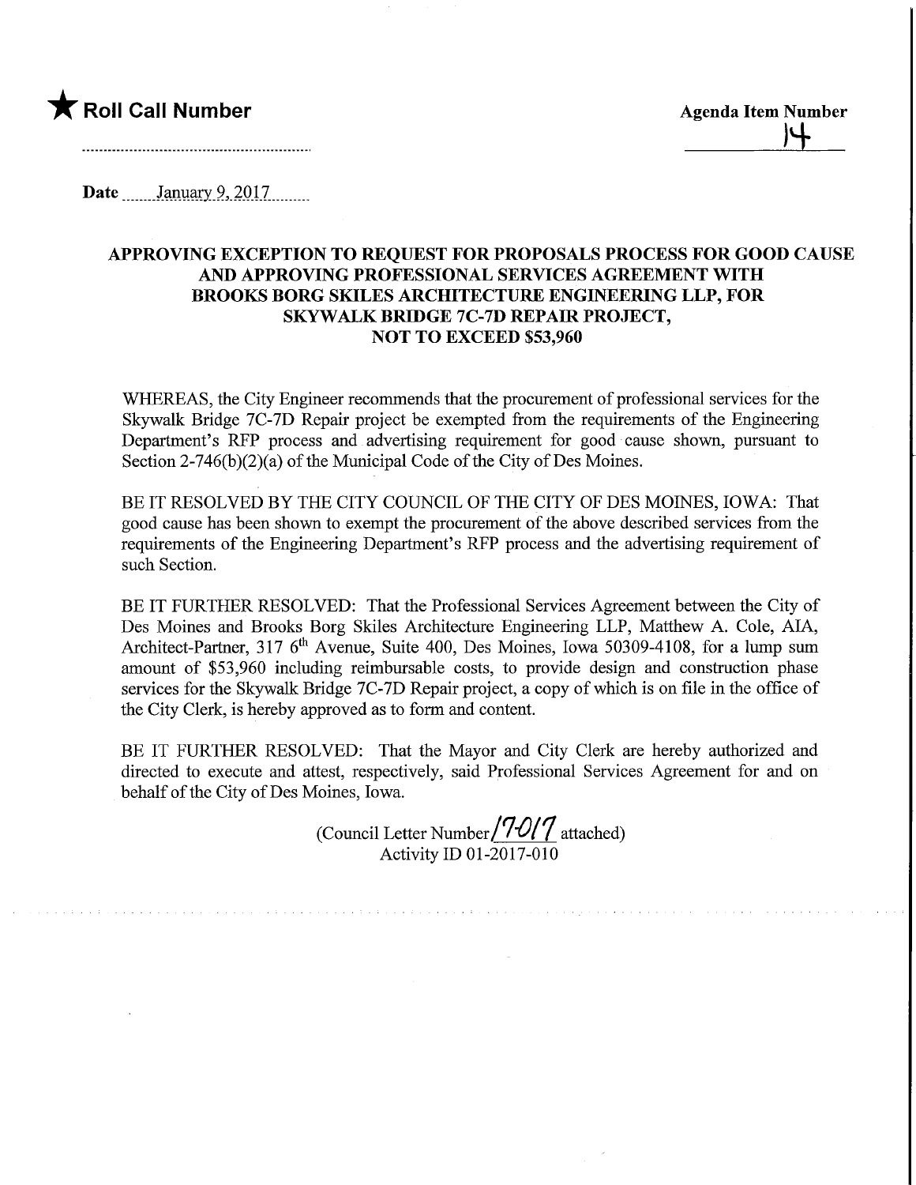★ **Roll Call Number**

**Agenda Item Number**
14

**Date** January 9, 2017

**APPROVING EXCEPTION TO REQUEST FOR PROPOSALS PROCESS FOR GOOD CAUSE AND APPROVING PROFESSIONAL SERVICES AGREEMENT WITH BROOKS BORG SKILES ARCHITECTURE ENGINEERING LLP, FOR SKYWALK BRIDGE 7C-7D REPAIR PROJECT, NOT TO EXCEED $53,960**

WHEREAS, the City Engineer recommends that the procurement of professional services for the Skywalk Bridge 7C-7D Repair project be exempted from the requirements of the Engineering Department's RFP process and advertising requirement for good cause shown, pursuant to Section 2-746(b)(2)(a) of the Municipal Code of the City of Des Moines.

BE IT RESOLVED BY THE CITY COUNCIL OF THE CITY OF DES MOINES, IOWA: That good cause has been shown to exempt the procurement of the above described services from the requirements of the Engineering Department's RFP process and the advertising requirement of such Section.

BE IT FURTHER RESOLVED: That the Professional Services Agreement between the City of Des Moines and Brooks Borg Skiles Architecture Engineering LLP, Matthew A. Cole, AIA, Architect-Partner, 317 6th Avenue, Suite 400, Des Moines, Iowa 50309-4108, for a lump sum amount of $53,960 including reimbursable costs, to provide design and construction phase services for the Skywalk Bridge 7C-7D Repair project, a copy of which is on file in the office of the City Clerk, is hereby approved as to form and content.

BE IT FURTHER RESOLVED: That the Mayor and City Clerk are hereby authorized and directed to execute and attest, respectively, said Professional Services Agreement for and on behalf of the City of Des Moines, Iowa.

(Council Letter Number 17-017 attached)
Activity ID 01-2017-010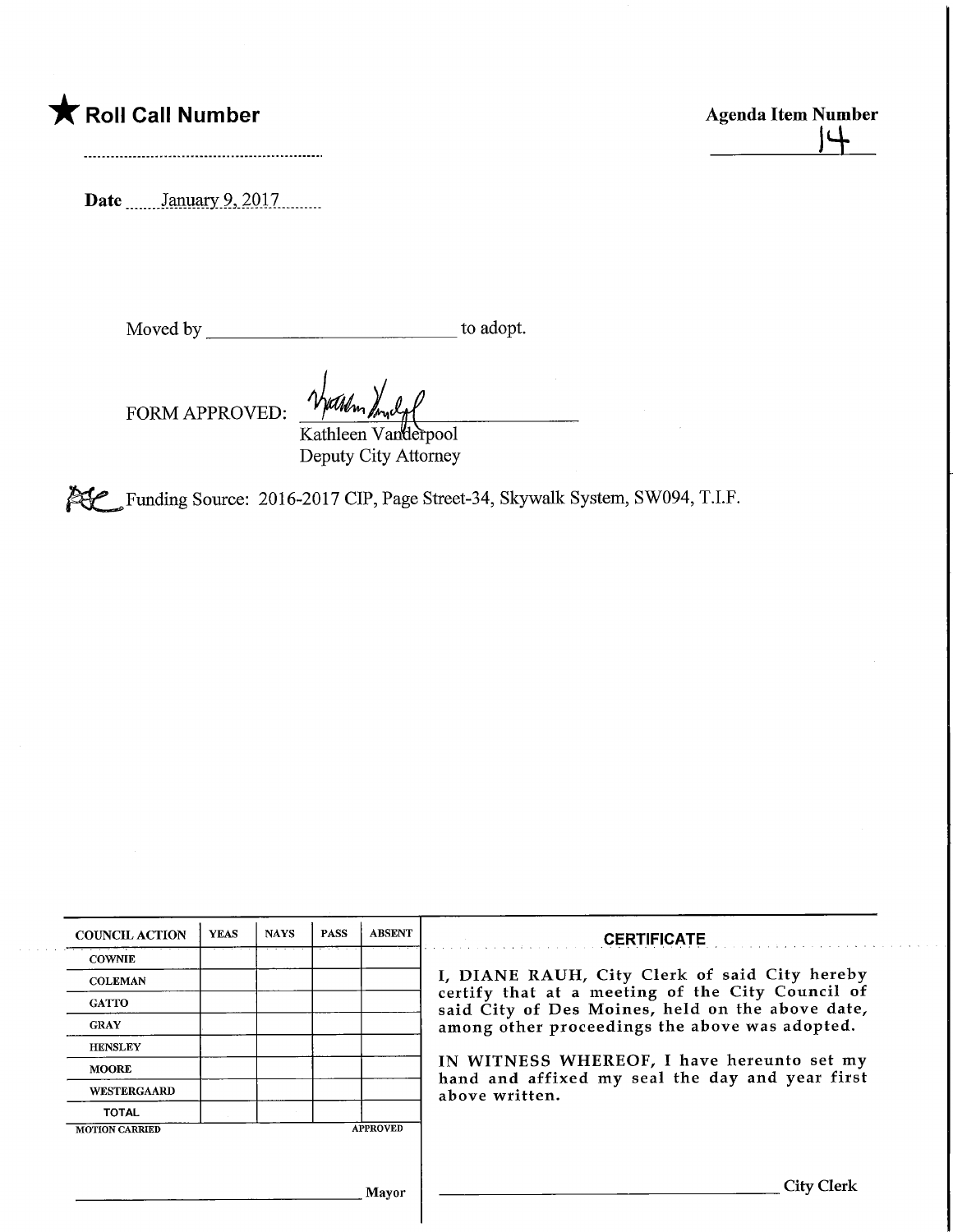★ **Roll Call Number**

**Agenda Item Number** 14

**Date** January 9, 2017

Moved by ______________________ to adopt.

FORM APPROVED: Kathleen Vanderpool
Deputy City Attorney

Funding Source: 2016-2017 CIP, Page Street-34, Skywalk System, SW094, T.I.F.

| COUNCIL ACTION | YEAS | NAYS | PASS | ABSENT |
|---|---|---|---|---|
| COWNIE | | | | |
| COLEMAN | | | | |
| GATTO | | | | |
| GRAY | | | | |
| HENSLEY | | | | |
| MOORE | | | | |
| WESTERGAARD | | | | |
| TOTAL | | | | |
| MOTION CARRIED | | | | APPROVED |

______________________ Mayor

**CERTIFICATE**

I, DIANE RAUH, City Clerk of said City hereby certify that at a meeting of the City Council of said City of Des Moines, held on the above date, among other proceedings the above was adopted.

IN WITNESS WHEREOF, I have hereunto set my hand and affixed my seal the day and year first above written.

______________________ City Clerk